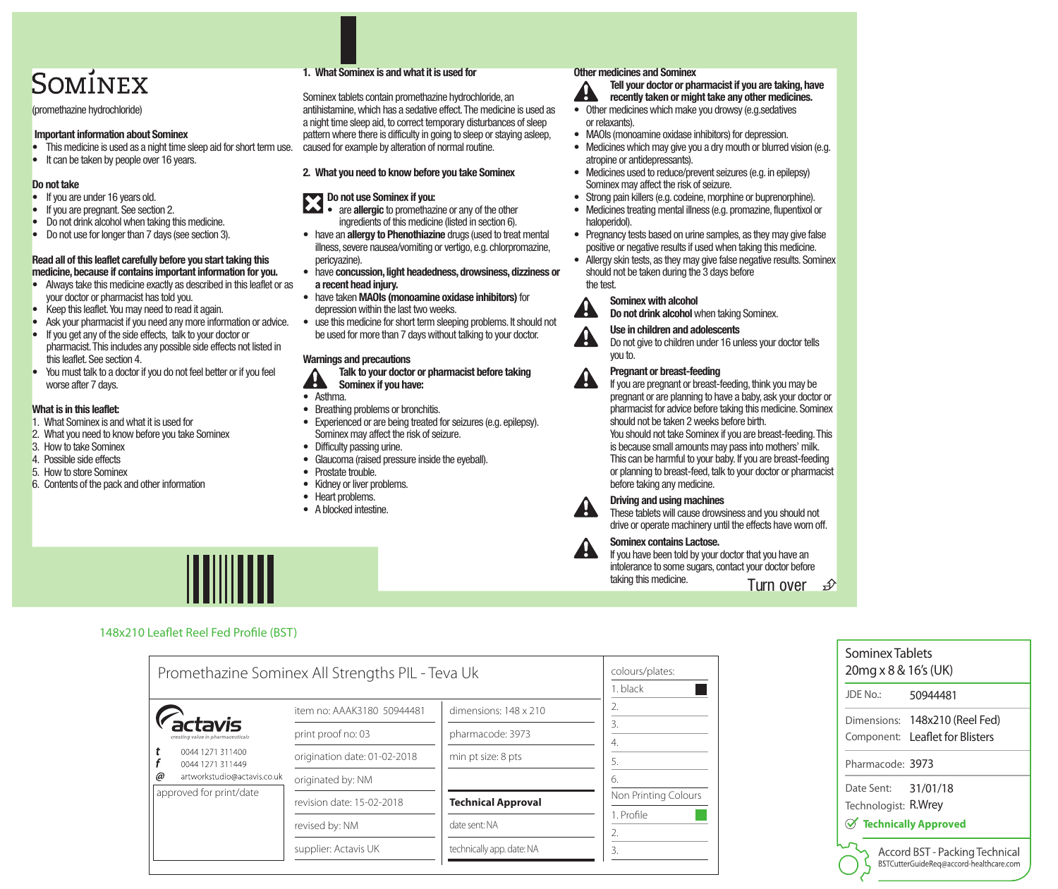# SOMINEX

(promethazine hydrochloride)

**Important information about Sominex**

- This medicine is used as a night time sleep aid for short term use.
- It can be taken by people over 16 years.

**Do not take**

- If you are under 16 years old.
- If you are pregnant. See section 2.
- Do not drink alcohol when taking this medicine.
- Do not use for longer than 7 days (see section 3).

**Read all of this leaflet carefully before you start taking this medicine, because if contains important information for you.**

- Always take this medicine exactly as described in this leaflet or as your doctor or pharmacist has told you.
- Keep this leaflet. You may need to read it again.
- Ask your pharmacist if you need any more information or advice.
- If you get any of the side effects, talk to your doctor or pharmacist. This includes any possible side effects not listed in this leaflet. See section 4.
- You must talk to a doctor if you do not feel better or if you feel worse after 7 days.

**What is in this leaflet:**

1. What Sominex is and what it is used for
2. What you need to know before you take Sominex
3. How to take Sominex
4. Possible side effects
5. How to store Sominex
6. Contents of the pack and other information

## 1. What Sominex is and what it is used for

Sominex tablets contain promethazine hydrochloride, an antihistamine, which has a sedative effect. The medicine is used as a night time sleep aid, to correct temporary disturbances of sleep pattern where there is difficulty in going to sleep or staying asleep, caused for example by alteration of normal routine.

## 2. What you need to know before you take Sominex

**Do not use Sominex if you:**

- are **allergic** to promethazine or any of the other ingredients of this medicine (listed in section 6).
- have an **allergy to Phenothiazine** drugs (used to treat mental illness, severe nausea/vomiting or vertigo, e.g. chlorpromazine, pericyazine).
- have **concussion, light headedness, drowsiness, dizziness or a recent head injury.**
- have taken **MAOIs (monoamine oxidase inhibitors)** for depression within the last two weeks.
- use this medicine for short term sleeping problems. It should not be used for more than 7 days without talking to your doctor.

**Warnings and precautions**

**Talk to your doctor or pharmacist before taking Sominex if you have:**

- Asthma.
- Breathing problems or bronchitis.
- Experienced or are being treated for seizures (e.g. epilepsy). Sominex may affect the risk of seizure.
- Difficulty passing urine.
- Glaucoma (raised pressure inside the eyeball).
- Prostate trouble.
- Kidney or liver problems.
- Heart problems.
- A blocked intestine.

**Other medicines and Sominex**

**Tell your doctor or pharmacist if you are taking, have recently taken or might take any other medicines.**

- Other medicines which make you drowsy (e.g.sedatives or relaxants).
- MAOIs (monoamine oxidase inhibitors) for depression.
- Medicines which may give you a dry mouth or blurred vision (e.g. atropine or antidepressants).
- Medicines used to reduce/prevent seizures (e.g. in epilepsy) Sominex may affect the risk of seizure.
- Strong pain killers (e.g. codeine, morphine or buprenorphine).
- Medicines treating mental illness (e.g. promazine, flupentixol or haloperidol).
- Pregnancy tests based on urine samples, as they may give false positive or negative results if used when taking this medicine.
- Allergy skin tests, as they may give false negative results. Sominex should not be taken during the 3 days before the test.

**Sominex with alcohol**

**Do not drink alcohol** when taking Sominex.

**Use in children and adolescents**

Do not give to children under 16 unless your doctor tells you to.

**Pregnant or breast-feeding**

If you are pregnant or breast-feeding, think you may be pregnant or are planning to have a baby, ask your doctor or pharmacist for advice before taking this medicine. Sominex should not be taken 2 weeks before birth.

You should not take Sominex if you are breast-feeding. This is because small amounts may pass into mothers' milk. This can be harmful to your baby. If you are breast-feeding or planning to breast-feed, talk to your doctor or pharmacist before taking any medicine.

**Driving and using machines**

These tablets will cause drowsiness and you should not drive or operate machinery until the effects have worn off.

**Sominex contains Lactose.**

If you have been told by your doctor that you have an intolerance to some sugars, contact your doctor before taking this medicine.

Turn over

148x210 Leaflet Reel Fed Profile (BST)

| Promethazine Sominex All Strengths PIL - Teva Uk | | | colours/plates: |
|---|---|---|---|
| actavis (creating value in pharmaceuticals) | item no: AAAK3180 50944481 | dimensions: 148 x 210 | 1. black |
| t 0044 1271 311400 | print proof no: 03 | pharmacode: 3973 | 2. |
| f 0044 1271 311449 | origination date: 01-02-2018 | min pt size: 8 pts | 3. |
| @ artworkstudio@actavis.co.uk | originated by: NM | | 4. |
| approved for print/date | revision date: 15-02-2018 | **Technical Approval** | 5. |
| | revised by: NM | date sent: NA | 6. |
| | supplier: Actavis UK | technically app. date: NA | Non Printing Colours: 1. Profile; 2.; 3. |

Sominex Tablets 20mg x 8 & 16's (UK)

JDE No.: 50944481

Dimensions: 148x210 (Reel Fed)
Component: Leaflet for Blisters

Pharmacode: 3973

Date Sent: 31/01/18
Technologist: R.Wrey

**Technically Approved**

Accord BST - Packing Technical
BSTCutterGuideReq@accord-healthcare.com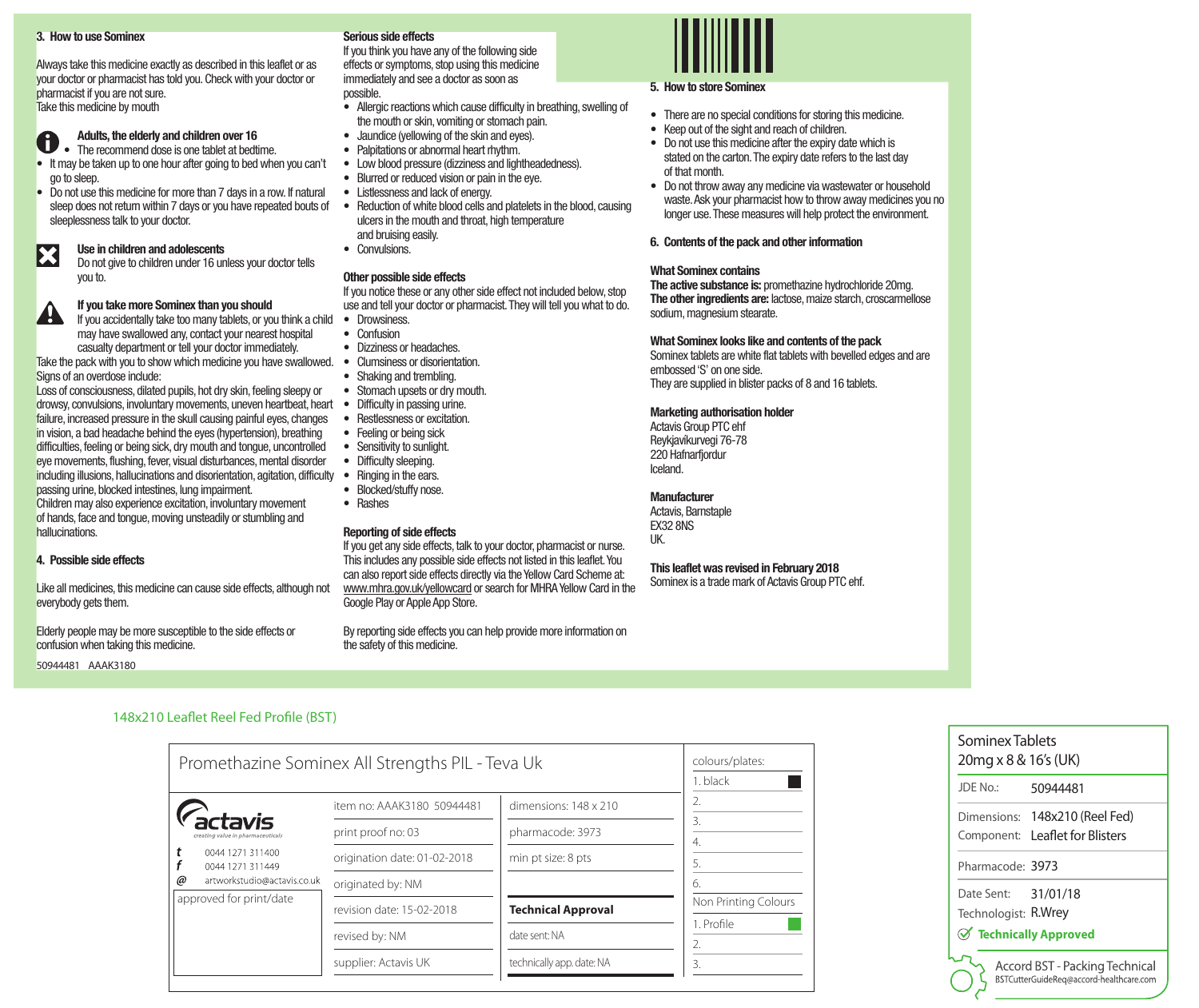## 3. How to use Sominex

Always take this medicine exactly as described in this leaflet or as your doctor or pharmacist has told you. Check with your doctor or pharmacist if you are not sure.
Take this medicine by mouth

**Adults, the elderly and children over 16**

- The recommend dose is one tablet at bedtime.
- It may be taken up to one hour after going to bed when you can't go to sleep.
- Do not use this medicine for more than 7 days in a row. If natural sleep does not return within 7 days or you have repeated bouts of sleeplessness talk to your doctor.

**Use in children and adolescents**

Do not give to children under 16 unless your doctor tells you to.

**If you take more Sominex than you should**

If you accidentally take too many tablets, or you think a child may have swallowed any, contact your nearest hospital casualty department or tell your doctor immediately.
Take the pack with you to show which medicine you have swallowed.
Signs of an overdose include:
Loss of consciousness, dilated pupils, hot dry skin, feeling sleepy or drowsy, convulsions, involuntary movements, uneven heartbeat, heart failure, increased pressure in the skull causing painful eyes, changes in vision, a bad headache behind the eyes (hypertension), breathing difficulties, feeling or being sick, dry mouth and tongue, uncontrolled eye movements, flushing, fever, visual disturbances, mental disorder including illusions, hallucinations and disorientation, agitation, difficulty passing urine, blocked intestines, lung impairment.
Children may also experience excitation, involuntary movement of hands, face and tongue, moving unsteadily or stumbling and hallucinations.

## 4. Possible side effects

Like all medicines, this medicine can cause side effects, although not everybody gets them.

Elderly people may be more susceptible to the side effects or confusion when taking this medicine.

50944481 AAAK3180

**Serious side effects**

If you think you have any of the following side effects or symptoms, stop using this medicine immediately and see a doctor as soon as possible.

- Allergic reactions which cause difficulty in breathing, swelling of the mouth or skin, vomiting or stomach pain.
- Jaundice (yellowing of the skin and eyes).
- Palpitations or abnormal heart rhythm.
- Low blood pressure (dizziness and lightheadedness).
- Blurred or reduced vision or pain in the eye.
- Listlessness and lack of energy.
- Reduction of white blood cells and platelets in the blood, causing ulcers in the mouth and throat, high temperature and bruising easily.
- Convulsions.

**Other possible side effects**

If you notice these or any other side effect not included below, stop use and tell your doctor or pharmacist. They will tell you what to do.

- Drowsiness.
- Confusion
- Dizziness or headaches.
- Clumsiness or disorientation.
- Shaking and trembling.
- Stomach upsets or dry mouth.
- Difficulty in passing urine.
- Restlessness or excitation.
- Feeling or being sick
- Sensitivity to sunlight.
- Difficulty sleeping.
- Ringing in the ears.
- Blocked/stuffy nose.
- Rashes

**Reporting of side effects**

If you get any side effects, talk to your doctor, pharmacist or nurse. This includes any possible side effects not listed in this leaflet. You can also report side effects directly via the Yellow Card Scheme at: www.mhra.gov.uk/yellowcard or search for MHRA Yellow Card in the Google Play or Apple App Store.

By reporting side effects you can help provide more information on the safety of this medicine.

## 5. How to store Sominex

- There are no special conditions for storing this medicine.
- Keep out of the sight and reach of children.
- Do not use this medicine after the expiry date which is stated on the carton. The expiry date refers to the last day of that month.
- Do not throw away any medicine via wastewater or household waste. Ask your pharmacist how to throw away medicines you no longer use. These measures will help protect the environment.

## 6. Contents of the pack and other information

**What Sominex contains**

**The active substance is:** promethazine hydrochloride 20mg.
**The other ingredients are:** lactose, maize starch, croscarmellose sodium, magnesium stearate.

**What Sominex looks like and contents of the pack**

Sominex tablets are white flat tablets with bevelled edges and are embossed 'S' on one side.
They are supplied in blister packs of 8 and 16 tablets.

**Marketing authorisation holder**

Actavis Group PTC ehf
Reykjavikurvegi 76-78
220 Hafnarfjordur
Iceland.

**Manufacturer**

Actavis, Barnstaple
EX32 8NS
UK.

**This leaflet was revised in February 2018**
Sominex is a trade mark of Actavis Group PTC ehf.

148x210 Leaflet Reel Fed Profile (BST)

| Promethazine Sominex All Strengths PIL - Teva Uk | | | colours/plates: |
|---|---|---|---|
| actavis (creating value in pharmaceuticals) | item no: AAAK3180 50944481 | dimensions: 148 x 210 | 1. black |
| t 0044 1271 311400 | print proof no: 03 | pharmacode: 3973 | 2. |
| f 0044 1271 311449 | origination date: 01-02-2018 | min pt size: 8 pts | 3. |
| @ artworkstudio@actavis.co.uk | originated by: NM | | 4. |
| approved for print/date | revision date: 15-02-2018 | **Technical Approval** | 5. |
| | revised by: NM | date sent: NA | 6. |
| | supplier: Actavis UK | technically app. date: NA | Non Printing Colours |
| | | | 1. Profile |
| | | | 2. |
| | | | 3. |

Sominex Tablets
20mg x 8 & 16's (UK)

JDE No.: 50944481
Dimensions: 148x210 (Reel Fed)
Component: Leaflet for Blisters
Pharmacode: 3973
Date Sent: 31/01/18
Technologist: R.Wrey
**Technically Approved**

Accord BST - Packing Technical
BSTCutterGuideReq@accord-healthcare.com